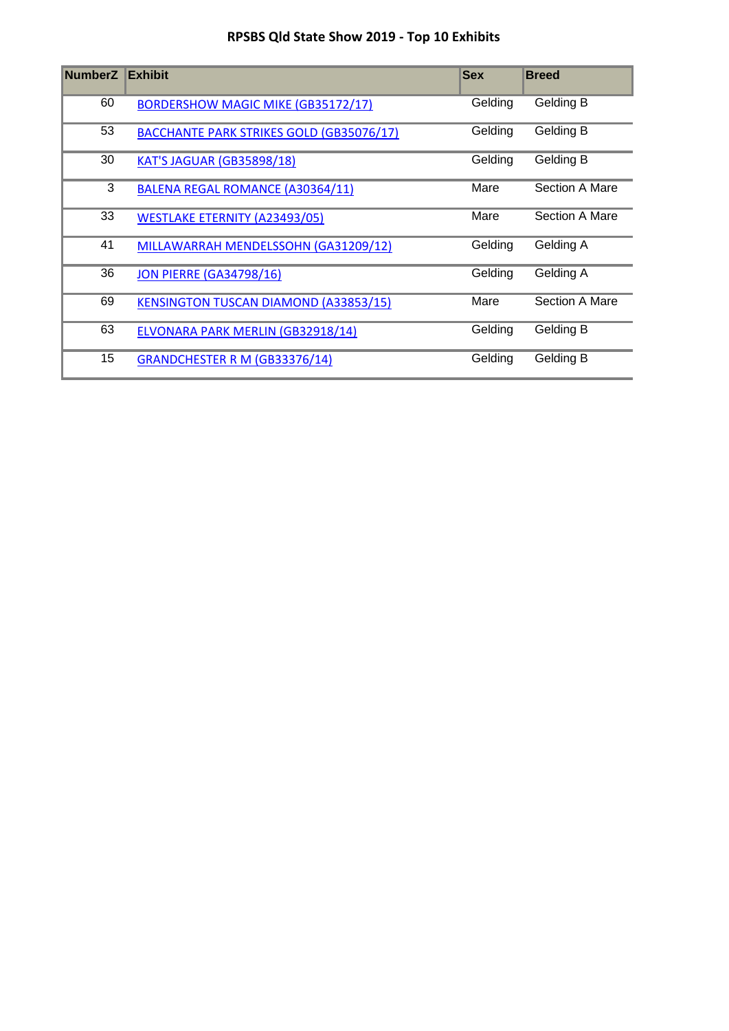# RPSBS Qld State Show 2019 - Top 10 Exhibits

| NumberZ | Exhibit | Sex | Breed |
|---|---|---|---|
| 60 | BORDERSHOW MAGIC MIKE (GB35172/17) | Gelding | Gelding B |
| 53 | BACCHANTE PARK STRIKES GOLD (GB35076/17) | Gelding | Gelding B |
| 30 | KAT'S JAGUAR (GB35898/18) | Gelding | Gelding B |
| 3 | BALENA REGAL ROMANCE (A30364/11) | Mare | Section A Mare |
| 33 | WESTLAKE ETERNITY (A23493/05) | Mare | Section A Mare |
| 41 | MILLAWARRAH MENDELSSOHN (GA31209/12) | Gelding | Gelding A |
| 36 | JON PIERRE (GA34798/16) | Gelding | Gelding A |
| 69 | KENSINGTON TUSCAN DIAMOND (A33853/15) | Mare | Section A Mare |
| 63 | ELVONARA PARK MERLIN (GB32918/14) | Gelding | Gelding B |
| 15 | GRANDCHESTER R M (GB33376/14) | Gelding | Gelding B |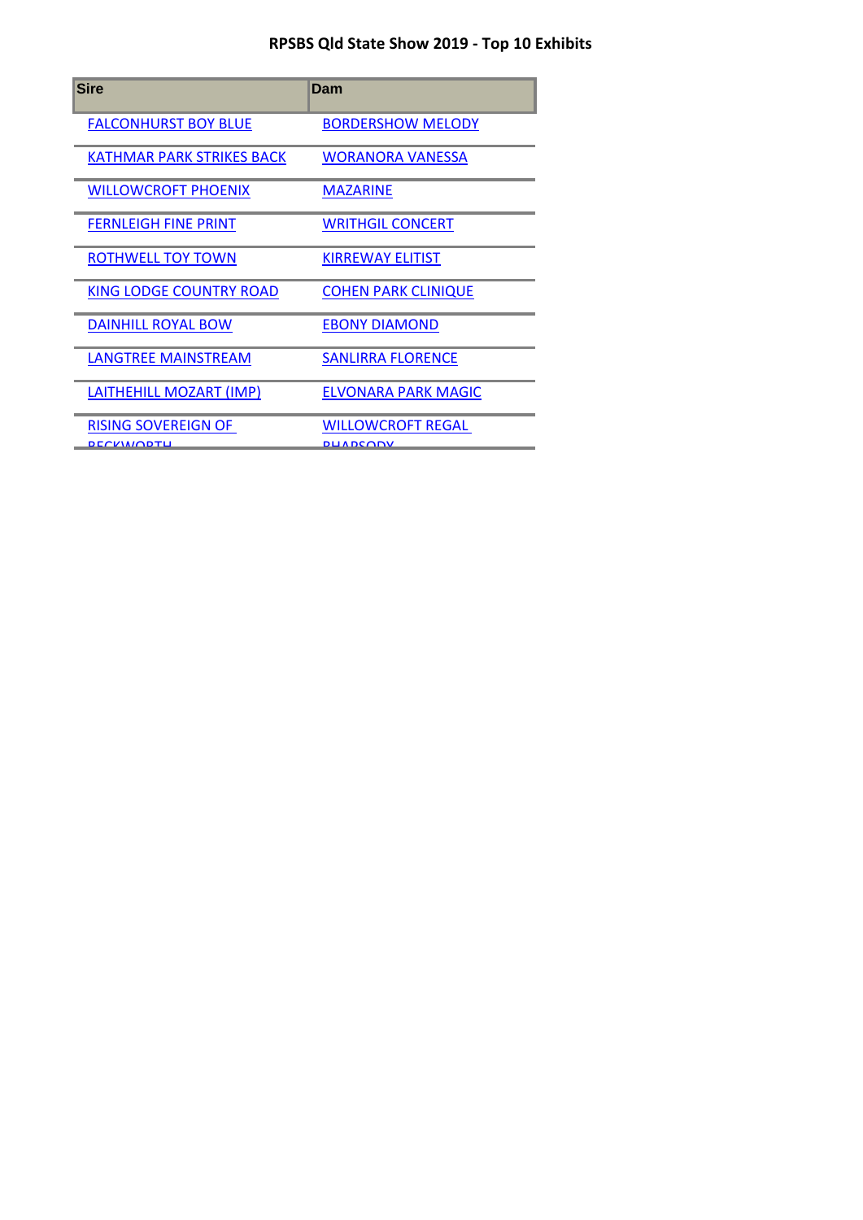**RPSBS Qld State Show 2019 - Top 10 Exhibits**

| Sire | Dam |
|---|---|
| FALCONHURST BOY BLUE | BORDERSHOW MELODY |
| KATHMAR PARK STRIKES BACK | WORANORA VANESSA |
| WILLOWCROFT PHOENIX | MAZARINE |
| FERNLEIGH FINE PRINT | WRITHGIL CONCERT |
| ROTHWELL TOY TOWN | KIRREWAY ELITIST |
| KING LODGE COUNTRY ROAD | COHEN PARK CLINIQUE |
| DAINHILL ROYAL BOW | EBONY DIAMOND |
| LANGTREE MAINSTREAM | SANLIRRA FLORENCE |
| LAITHEHILL MOZART (IMP) | ELVONARA PARK MAGIC |
| RISING SOVEREIGN OF BECKWORTH | WILLOWCROFT REGAL RHAPSODY |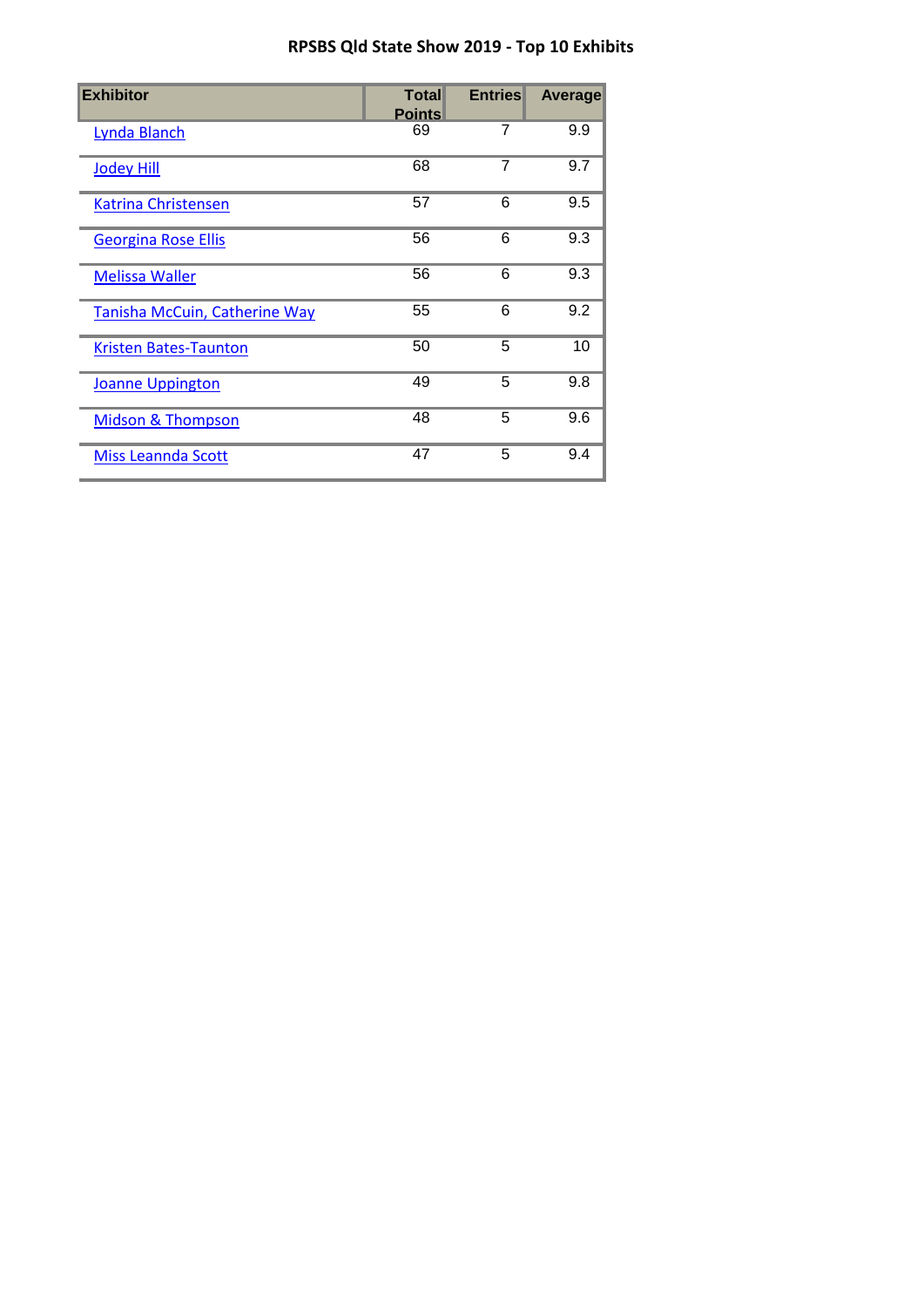# RPSBS Qld State Show 2019 - Top 10 Exhibits

| Exhibitor | Total Points | Entries | Average |
|---|---|---|---|
| Lynda Blanch | 69 | 7 | 9.9 |
| Jodey Hill | 68 | 7 | 9.7 |
| Katrina Christensen | 57 | 6 | 9.5 |
| Georgina Rose Ellis | 56 | 6 | 9.3 |
| Melissa Waller | 56 | 6 | 9.3 |
| Tanisha McCuin, Catherine Way | 55 | 6 | 9.2 |
| Kristen Bates-Taunton | 50 | 5 | 10 |
| Joanne Uppington | 49 | 5 | 9.8 |
| Midson & Thompson | 48 | 5 | 9.6 |
| Miss Leannda Scott | 47 | 5 | 9.4 |